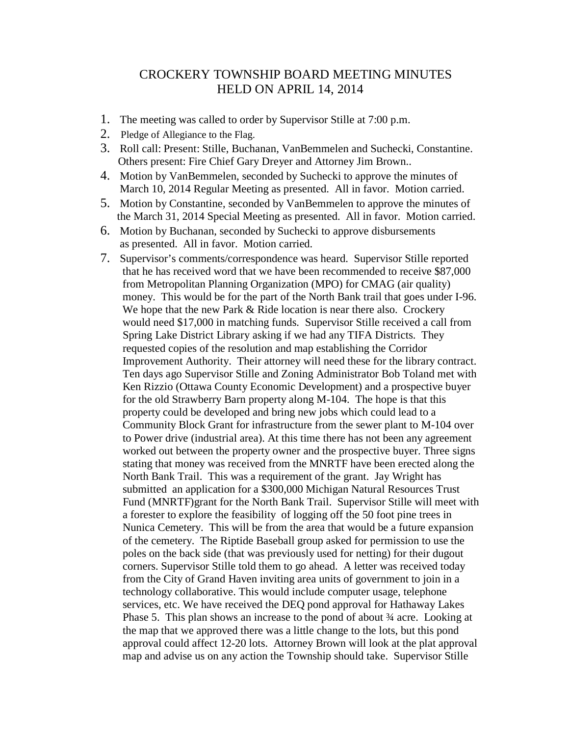# CROCKERY TOWNSHIP BOARD MEETING MINUTES HELD ON APRIL 14, 2014

1. The meeting was called to order by Supervisor Stille at 7:00 p.m.
2. Pledge of Allegiance to the Flag.
3. Roll call: Present: Stille, Buchanan, VanBemmelen and Suchecki, Constantine. Others present: Fire Chief Gary Dreyer and Attorney Jim Brown..
4. Motion by VanBemmelen, seconded by Suchecki to approve the minutes of March 10, 2014 Regular Meeting as presented. All in favor. Motion carried.
5. Motion by Constantine, seconded by VanBemmelen to approve the minutes of the March 31, 2014 Special Meeting as presented. All in favor. Motion carried.
6. Motion by Buchanan, seconded by Suchecki to approve disbursements as presented. All in favor. Motion carried.
7. Supervisor's comments/correspondence was heard. Supervisor Stille reported that he has received word that we have been recommended to receive $87,000 from Metropolitan Planning Organization (MPO) for CMAG (air quality) money. This would be for the part of the North Bank trail that goes under I-96. We hope that the new Park & Ride location is near there also. Crockery would need $17,000 in matching funds. Supervisor Stille received a call from Spring Lake District Library asking if we had any TIFA Districts. They requested copies of the resolution and map establishing the Corridor Improvement Authority. Their attorney will need these for the library contract. Ten days ago Supervisor Stille and Zoning Administrator Bob Toland met with Ken Rizzio (Ottawa County Economic Development) and a prospective buyer for the old Strawberry Barn property along M-104. The hope is that this property could be developed and bring new jobs which could lead to a Community Block Grant for infrastructure from the sewer plant to M-104 over to Power drive (industrial area). At this time there has not been any agreement worked out between the property owner and the prospective buyer. Three signs stating that money was received from the MNRTF have been erected along the North Bank Trail. This was a requirement of the grant. Jay Wright has submitted an application for a $300,000 Michigan Natural Resources Trust Fund (MNRTF)grant for the North Bank Trail. Supervisor Stille will meet with a forester to explore the feasibility of logging off the 50 foot pine trees in Nunica Cemetery. This will be from the area that would be a future expansion of the cemetery. The Riptide Baseball group asked for permission to use the poles on the back side (that was previously used for netting) for their dugout corners. Supervisor Stille told them to go ahead. A letter was received today from the City of Grand Haven inviting area units of government to join in a technology collaborative. This would include computer usage, telephone services, etc. We have received the DEQ pond approval for Hathaway Lakes Phase 5. This plan shows an increase to the pond of about ¾ acre. Looking at the map that we approved there was a little change to the lots, but this pond approval could affect 12-20 lots. Attorney Brown will look at the plat approval map and advise us on any action the Township should take. Supervisor Stille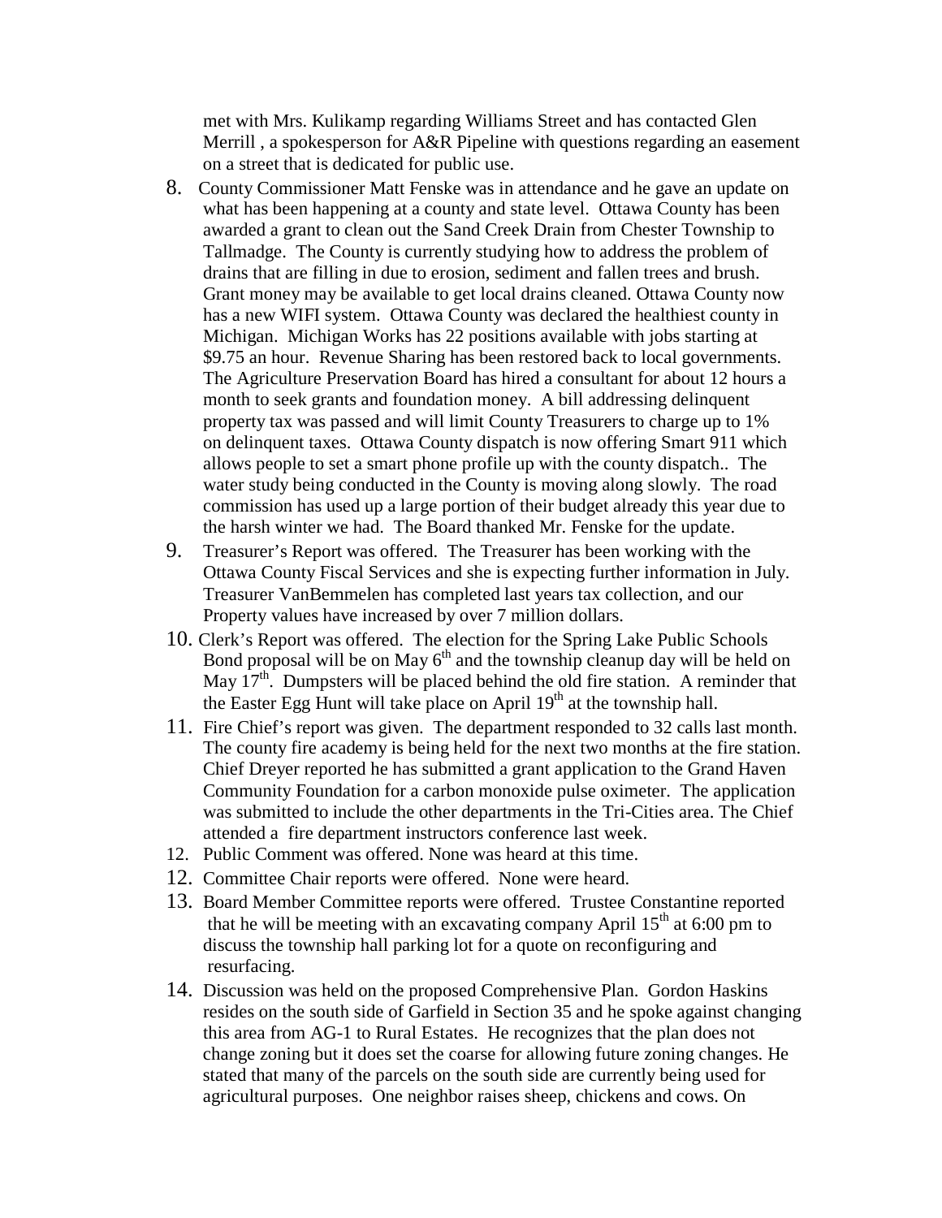met with Mrs. Kulikamp regarding Williams Street and has contacted Glen Merrill , a spokesperson for A&R Pipeline with questions regarding an easement on a street that is dedicated for public use.

8. County Commissioner Matt Fenske was in attendance and he gave an update on what has been happening at a county and state level. Ottawa County has been awarded a grant to clean out the Sand Creek Drain from Chester Township to Tallmadge. The County is currently studying how to address the problem of drains that are filling in due to erosion, sediment and fallen trees and brush. Grant money may be available to get local drains cleaned. Ottawa County now has a new WIFI system. Ottawa County was declared the healthiest county in Michigan. Michigan Works has 22 positions available with jobs starting at \$9.75 an hour. Revenue Sharing has been restored back to local governments. The Agriculture Preservation Board has hired a consultant for about 12 hours a month to seek grants and foundation money. A bill addressing delinquent property tax was passed and will limit County Treasurers to charge up to 1% on delinquent taxes. Ottawa County dispatch is now offering Smart 911 which allows people to set a smart phone profile up with the county dispatch.. The water study being conducted in the County is moving along slowly. The road commission has used up a large portion of their budget already this year due to the harsh winter we had. The Board thanked Mr. Fenske for the update.
9. Treasurer's Report was offered. The Treasurer has been working with the Ottawa County Fiscal Services and she is expecting further information in July. Treasurer VanBemmelen has completed last years tax collection, and our Property values have increased by over 7 million dollars.
10. Clerk's Report was offered. The election for the Spring Lake Public Schools Bond proposal will be on May 6th and the township cleanup day will be held on May 17th. Dumpsters will be placed behind the old fire station. A reminder that the Easter Egg Hunt will take place on April 19th at the township hall.
11. Fire Chief's report was given. The department responded to 32 calls last month. The county fire academy is being held for the next two months at the fire station. Chief Dreyer reported he has submitted a grant application to the Grand Haven Community Foundation for a carbon monoxide pulse oximeter. The application was submitted to include the other departments in the Tri-Cities area. The Chief attended a fire department instructors conference last week.
12. Public Comment was offered. None was heard at this time.
12. Committee Chair reports were offered. None were heard.
13. Board Member Committee reports were offered. Trustee Constantine reported that he will be meeting with an excavating company April 15th at 6:00 pm to discuss the township hall parking lot for a quote on reconfiguring and resurfacing.
14. Discussion was held on the proposed Comprehensive Plan. Gordon Haskins resides on the south side of Garfield in Section 35 and he spoke against changing this area from AG-1 to Rural Estates. He recognizes that the plan does not change zoning but it does set the coarse for allowing future zoning changes. He stated that many of the parcels on the south side are currently being used for agricultural purposes. One neighbor raises sheep, chickens and cows. On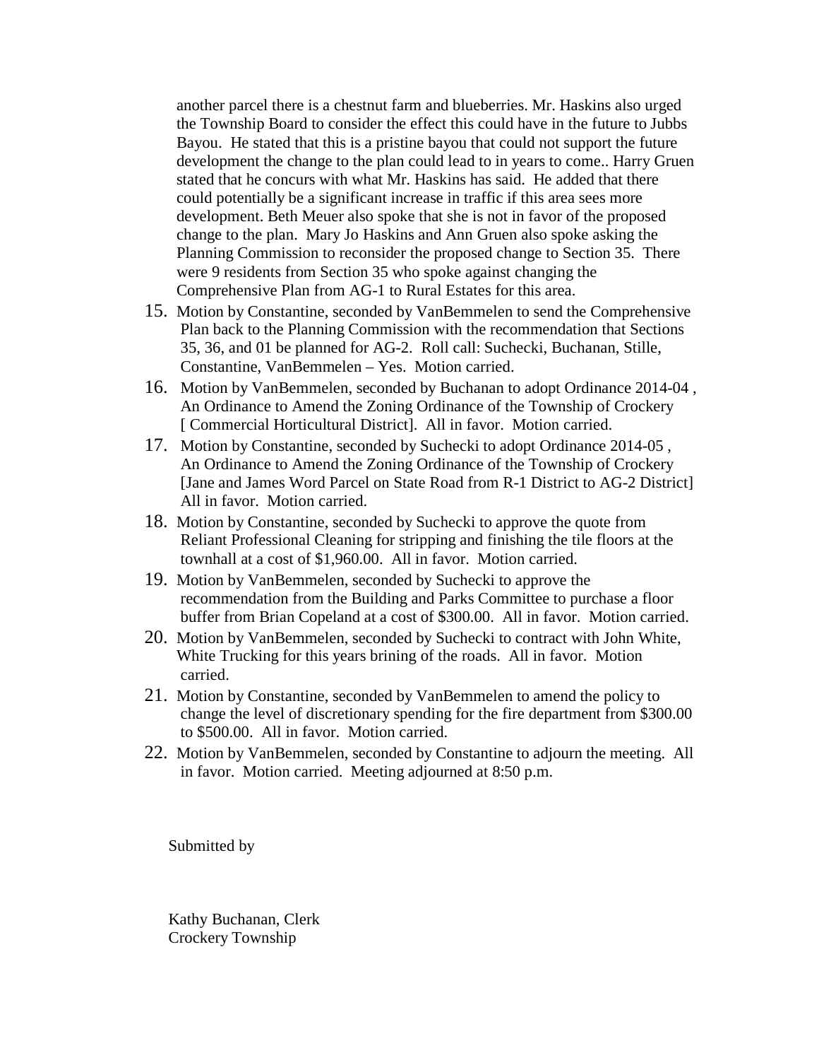another parcel there is a chestnut farm and blueberries. Mr. Haskins also urged the Township Board to consider the effect this could have in the future to Jubbs Bayou. He stated that this is a pristine bayou that could not support the future development the change to the plan could lead to in years to come.. Harry Gruen stated that he concurs with what Mr. Haskins has said. He added that there could potentially be a significant increase in traffic if this area sees more development. Beth Meuer also spoke that she is not in favor of the proposed change to the plan. Mary Jo Haskins and Ann Gruen also spoke asking the Planning Commission to reconsider the proposed change to Section 35. There were 9 residents from Section 35 who spoke against changing the Comprehensive Plan from AG-1 to Rural Estates for this area.

15. Motion by Constantine, seconded by VanBemmelen to send the Comprehensive Plan back to the Planning Commission with the recommendation that Sections 35, 36, and 01 be planned for AG-2. Roll call: Suchecki, Buchanan, Stille, Constantine, VanBemmelen – Yes. Motion carried.
16. Motion by VanBemmelen, seconded by Buchanan to adopt Ordinance 2014-04 , An Ordinance to Amend the Zoning Ordinance of the Township of Crockery [ Commercial Horticultural District]. All in favor. Motion carried.
17. Motion by Constantine, seconded by Suchecki to adopt Ordinance 2014-05 , An Ordinance to Amend the Zoning Ordinance of the Township of Crockery [Jane and James Word Parcel on State Road from R-1 District to AG-2 District] All in favor. Motion carried.
18. Motion by Constantine, seconded by Suchecki to approve the quote from Reliant Professional Cleaning for stripping and finishing the tile floors at the townhall at a cost of $1,960.00. All in favor. Motion carried.
19. Motion by VanBemmelen, seconded by Suchecki to approve the recommendation from the Building and Parks Committee to purchase a floor buffer from Brian Copeland at a cost of $300.00. All in favor. Motion carried.
20. Motion by VanBemmelen, seconded by Suchecki to contract with John White, White Trucking for this years brining of the roads. All in favor. Motion carried.
21. Motion by Constantine, seconded by VanBemmelen to amend the policy to change the level of discretionary spending for the fire department from $300.00 to $500.00. All in favor. Motion carried.
22. Motion by VanBemmelen, seconded by Constantine to adjourn the meeting. All in favor. Motion carried. Meeting adjourned at 8:50 p.m.

Submitted by

Kathy Buchanan, Clerk
Crockery Township